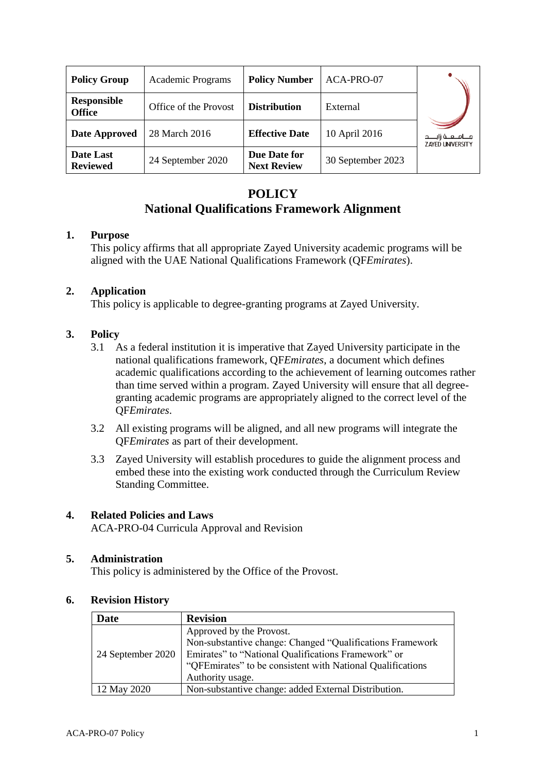| Policy Group | Academic Programs | Policy Number | ACA-PRO-07 | جـــامـعـــة زايـــد ZAYED UNIVERSITY |
|---|---|---|---|---|
| Responsible Office | Office of the Provost | Distribution | External | |
| Date Approved | 28 March 2016 | Effective Date | 10 April 2016 | |
| Date Last Reviewed | 24 September 2020 | Due Date for Next Review | 30 September 2023 | |

# POLICY
# National Qualifications Framework Alignment

## 1. Purpose

This policy affirms that all appropriate Zayed University academic programs will be aligned with the UAE National Qualifications Framework (QF*Emirates*).

## 2. Application

This policy is applicable to degree-granting programs at Zayed University.

## 3. Policy

3.1 As a federal institution it is imperative that Zayed University participate in the national qualifications framework, QF*Emirates*, a document which defines academic qualifications according to the achievement of learning outcomes rather than time served within a program. Zayed University will ensure that all degree-granting academic programs are appropriately aligned to the correct level of the QF*Emirates*.

3.2 All existing programs will be aligned, and all new programs will integrate the QF*Emirates* as part of their development.

3.3 Zayed University will establish procedures to guide the alignment process and embed these into the existing work conducted through the Curriculum Review Standing Committee.

## 4. Related Policies and Laws

ACA-PRO-04 Curricula Approval and Revision

## 5. Administration

This policy is administered by the Office of the Provost.

## 6. Revision History

| Date | Revision |
|---|---|
| 24 September 2020 | Approved by the Provost. Non-substantive change: Changed "Qualifications Framework Emirates" to "National Qualifications Framework" or "QFEmirates" to be consistent with National Qualifications Authority usage. |
| 12 May 2020 | Non-substantive change: added External Distribution. |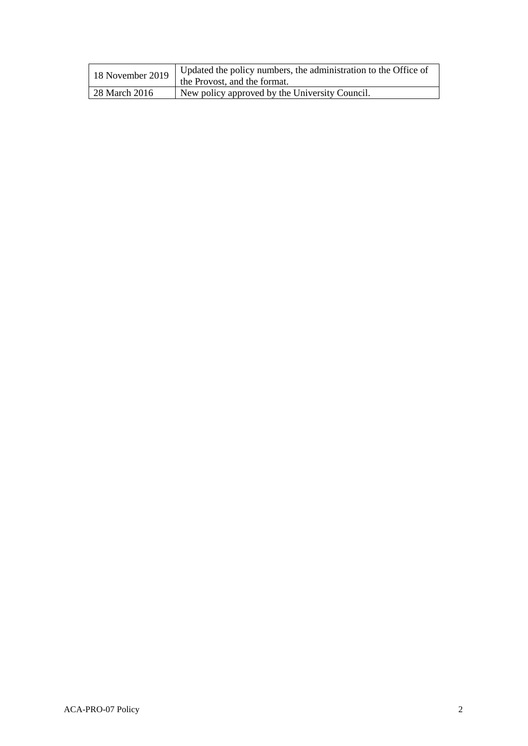| | |
|---|---|
| 18 November 2019 | Updated the policy numbers, the administration to the Office of the Provost, and the format. |
| 28 March 2016 | New policy approved by the University Council. |